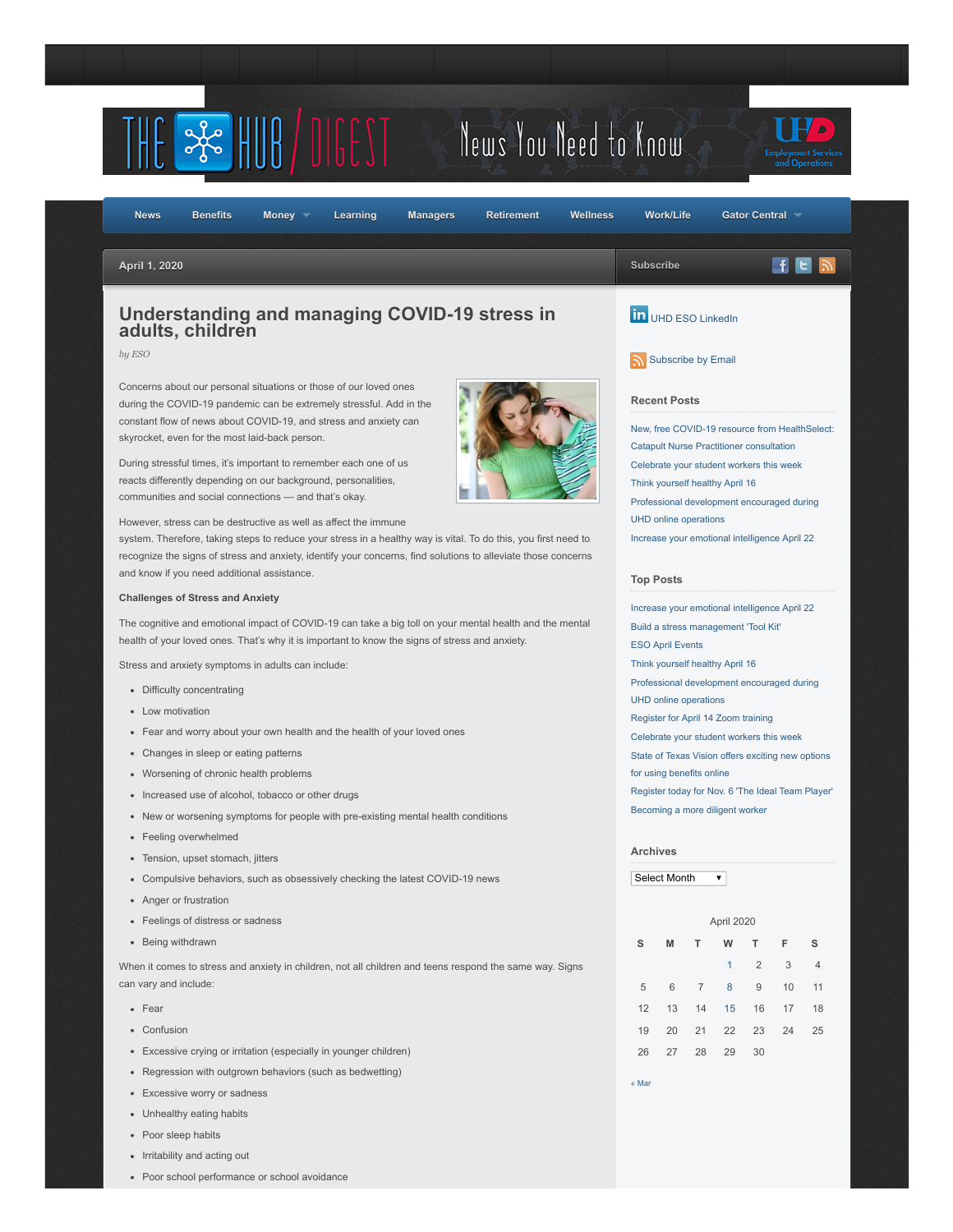THE HUB / DIGEST — News You Need to Know

UHD Employment Services and Operations

News | Benefits | Money | Learning | Managers | Retirement | Wellness | Work/Life | Gator Central

April 1, 2020

# Understanding and managing COVID-19 stress in adults, children

*by ESO*

Concerns about our personal situations or those of our loved ones during the COVID-19 pandemic can be extremely stressful. Add in the constant flow of news about COVID-19, and stress and anxiety can skyrocket, even for the most laid-back person.

During stressful times, it's important to remember each one of us reacts differently depending on our background, personalities, communities and social connections — and that's okay.

However, stress can be destructive as well as affect the immune system. Therefore, taking steps to reduce your stress in a healthy way is vital. To do this, you first need to recognize the signs of stress and anxiety, identify your concerns, find solutions to alleviate those concerns and know if you need additional assistance.

**Challenges of Stress and Anxiety**

The cognitive and emotional impact of COVID-19 can take a big toll on your mental health and the mental health of your loved ones. That's why it is important to know the signs of stress and anxiety.

Stress and anxiety symptoms in adults can include:

- Difficulty concentrating
- Low motivation
- Fear and worry about your own health and the health of your loved ones
- Changes in sleep or eating patterns
- Worsening of chronic health problems
- Increased use of alcohol, tobacco or other drugs
- New or worsening symptoms for people with pre-existing mental health conditions
- Feeling overwhelmed
- Tension, upset stomach, jitters
- Compulsive behaviors, such as obsessively checking the latest COVID-19 news
- Anger or frustration
- Feelings of distress or sadness
- Being withdrawn

When it comes to stress and anxiety in children, not all children and teens respond the same way. Signs can vary and include:

- Fear
- Confusion
- Excessive crying or irritation (especially in younger children)
- Regression with outgrown behaviors (such as bedwetting)
- Excessive worry or sadness
- Unhealthy eating habits
- Poor sleep habits
- Irritability and acting out
- Poor school performance or school avoidance

Subscribe

UHD ESO LinkedIn

Subscribe by Email

### Recent Posts

- New, free COVID-19 resource from HealthSelect: Catapult Nurse Practitioner consultation
- Celebrate your student workers this week
- Think yourself healthy April 16
- Professional development encouraged during UHD online operations
- Increase your emotional intelligence April 22

### Top Posts

- Increase your emotional intelligence April 22
- Build a stress management 'Tool Kit'
- ESO April Events
- Think yourself healthy April 16
- Professional development encouraged during UHD online operations
- Register for April 14 Zoom training
- Celebrate your student workers this week
- State of Texas Vision offers exciting new options for using benefits online
- Register today for Nov. 6 'The Ideal Team Player'
- Becoming a more diligent worker

### Archives

Select Month

April 2020

| S | M | T | W | T | F | S |
|---|---|---|---|---|---|---|
| | | | 1 | 2 | 3 | 4 |
| 5 | 6 | 7 | 8 | 9 | 10 | 11 |
| 12 | 13 | 14 | 15 | 16 | 17 | 18 |
| 19 | 20 | 21 | 22 | 23 | 24 | 25 |
| 26 | 27 | 28 | 29 | 30 | | |

« Mar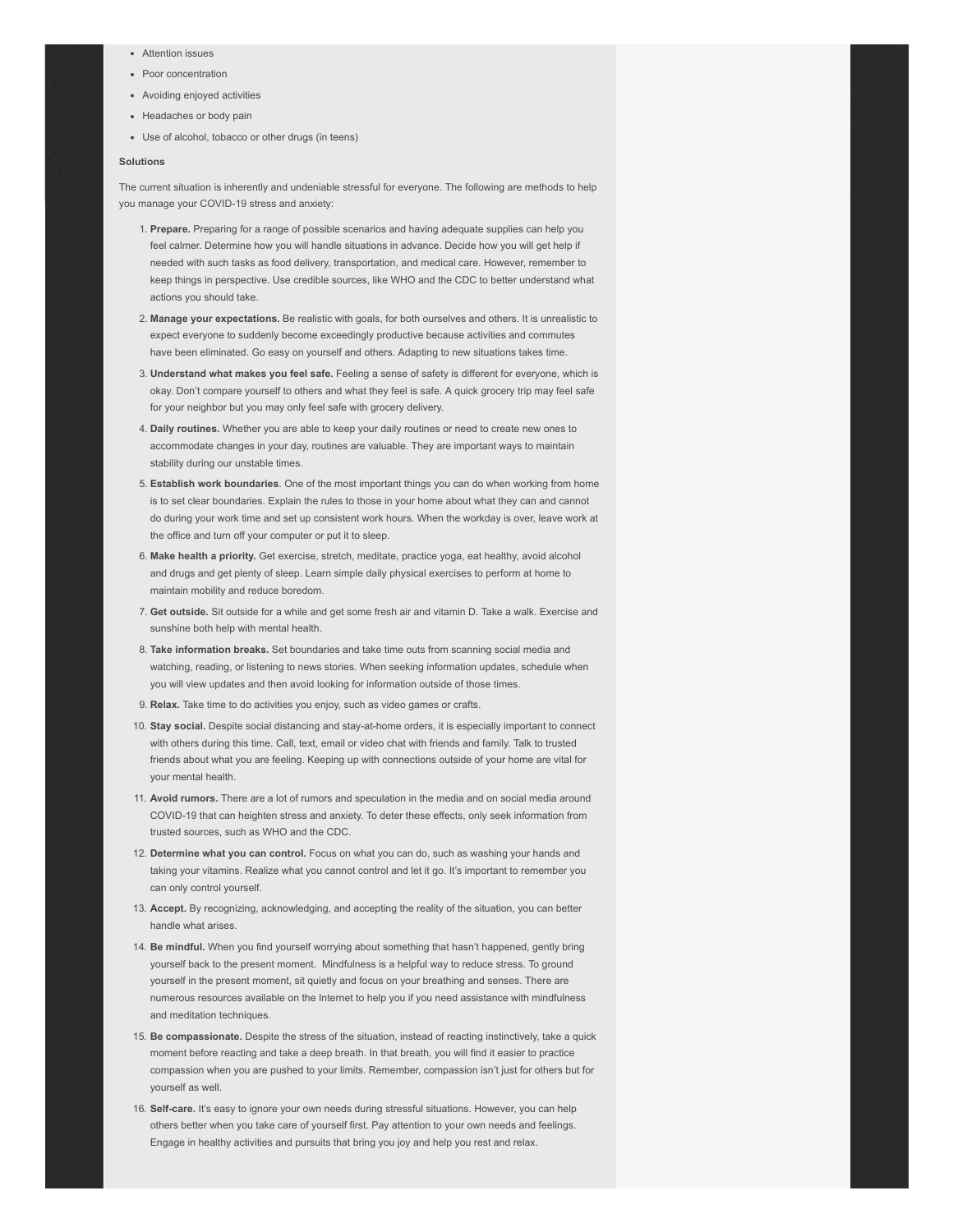- Attention issues
- Poor concentration
- Avoiding enjoyed activities
- Headaches or body pain
- Use of alcohol, tobacco or other drugs (in teens)

**Solutions**

The current situation is inherently and undeniable stressful for everyone. The following are methods to help you manage your COVID-19 stress and anxiety:

1. **Prepare.** Preparing for a range of possible scenarios and having adequate supplies can help you feel calmer. Determine how you will handle situations in advance. Decide how you will get help if needed with such tasks as food delivery, transportation, and medical care. However, remember to keep things in perspective. Use credible sources, like WHO and the CDC to better understand what actions you should take.
2. **Manage your expectations.** Be realistic with goals, for both ourselves and others. It is unrealistic to expect everyone to suddenly become exceedingly productive because activities and commutes have been eliminated. Go easy on yourself and others. Adapting to new situations takes time.
3. **Understand what makes you feel safe.** Feeling a sense of safety is different for everyone, which is okay. Don't compare yourself to others and what they feel is safe. A quick grocery trip may feel safe for your neighbor but you may only feel safe with grocery delivery.
4. **Daily routines.** Whether you are able to keep your daily routines or need to create new ones to accommodate changes in your day, routines are valuable. They are important ways to maintain stability during our unstable times.
5. **Establish work boundaries**. One of the most important things you can do when working from home is to set clear boundaries. Explain the rules to those in your home about what they can and cannot do during your work time and set up consistent work hours. When the workday is over, leave work at the office and turn off your computer or put it to sleep.
6. **Make health a priority.** Get exercise, stretch, meditate, practice yoga, eat healthy, avoid alcohol and drugs and get plenty of sleep. Learn simple daily physical exercises to perform at home to maintain mobility and reduce boredom.
7. **Get outside.** Sit outside for a while and get some fresh air and vitamin D. Take a walk. Exercise and sunshine both help with mental health.
8. **Take information breaks.** Set boundaries and take time outs from scanning social media and watching, reading, or listening to news stories. When seeking information updates, schedule when you will view updates and then avoid looking for information outside of those times.
9. **Relax.** Take time to do activities you enjoy, such as video games or crafts.
10. **Stay social.** Despite social distancing and stay-at-home orders, it is especially important to connect with others during this time. Call, text, email or video chat with friends and family. Talk to trusted friends about what you are feeling. Keeping up with connections outside of your home are vital for your mental health.
11. **Avoid rumors.** There are a lot of rumors and speculation in the media and on social media around COVID-19 that can heighten stress and anxiety. To deter these effects, only seek information from trusted sources, such as WHO and the CDC.
12. **Determine what you can control.** Focus on what you can do, such as washing your hands and taking your vitamins. Realize what you cannot control and let it go. It's important to remember you can only control yourself.
13. **Accept.** By recognizing, acknowledging, and accepting the reality of the situation, you can better handle what arises.
14. **Be mindful.** When you find yourself worrying about something that hasn't happened, gently bring yourself back to the present moment. Mindfulness is a helpful way to reduce stress. To ground yourself in the present moment, sit quietly and focus on your breathing and senses. There are numerous resources available on the Internet to help you if you need assistance with mindfulness and meditation techniques.
15. **Be compassionate.** Despite the stress of the situation, instead of reacting instinctively, take a quick moment before reacting and take a deep breath. In that breath, you will find it easier to practice compassion when you are pushed to your limits. Remember, compassion isn't just for others but for yourself as well.
16. **Self-care.** It's easy to ignore your own needs during stressful situations. However, you can help others better when you take care of yourself first. Pay attention to your own needs and feelings. Engage in healthy activities and pursuits that bring you joy and help you rest and relax.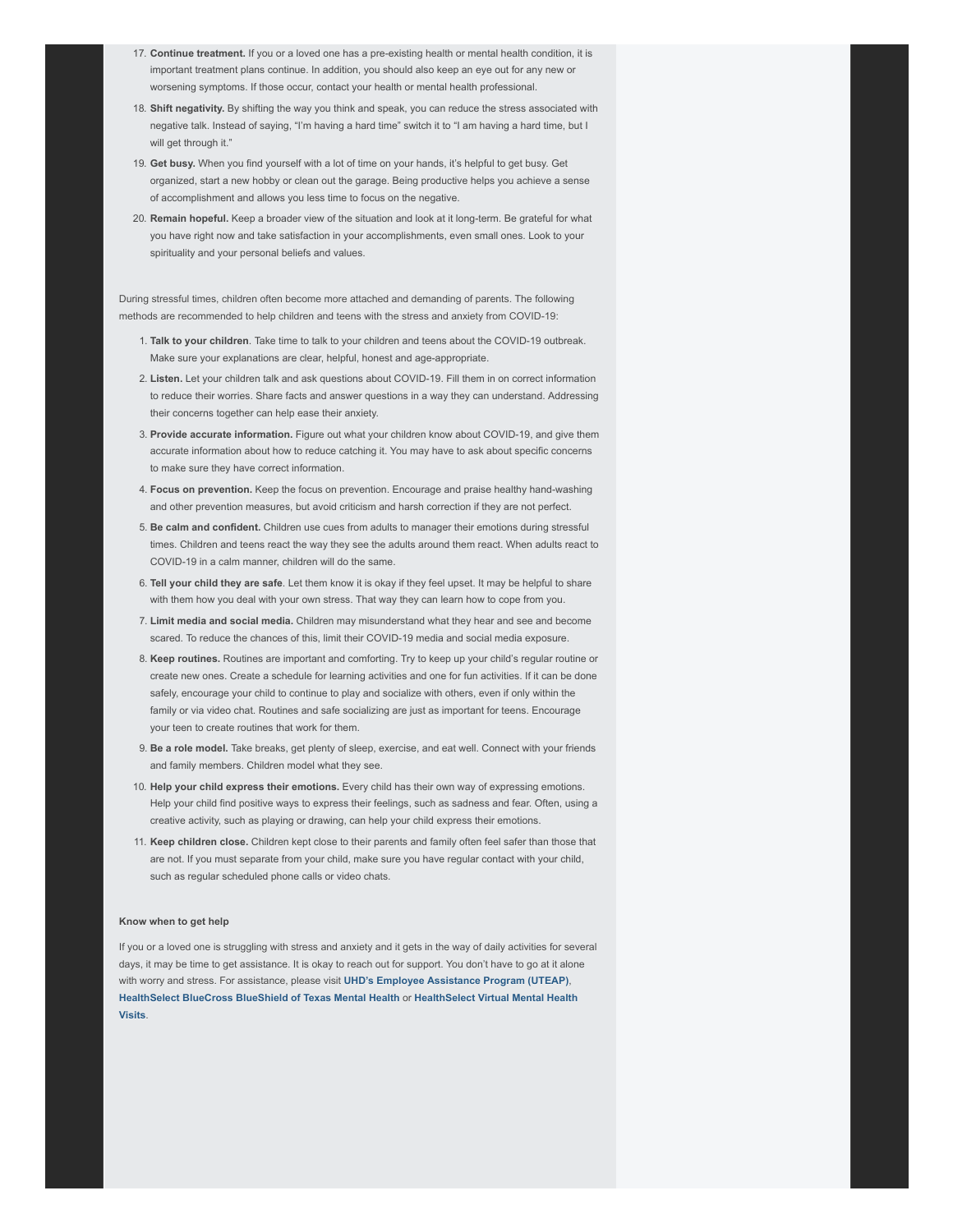17. **Continue treatment.** If you or a loved one has a pre-existing health or mental health condition, it is important treatment plans continue. In addition, you should also keep an eye out for any new or worsening symptoms. If those occur, contact your health or mental health professional.
18. **Shift negativity.** By shifting the way you think and speak, you can reduce the stress associated with negative talk. Instead of saying, "I'm having a hard time" switch it to "I am having a hard time, but I will get through it."
19. **Get busy.** When you find yourself with a lot of time on your hands, it's helpful to get busy. Get organized, start a new hobby or clean out the garage. Being productive helps you achieve a sense of accomplishment and allows you less time to focus on the negative.
20. **Remain hopeful.** Keep a broader view of the situation and look at it long-term. Be grateful for what you have right now and take satisfaction in your accomplishments, even small ones. Look to your spirituality and your personal beliefs and values.

During stressful times, children often become more attached and demanding of parents. The following methods are recommended to help children and teens with the stress and anxiety from COVID-19:

1. **Talk to your children**. Take time to talk to your children and teens about the COVID-19 outbreak. Make sure your explanations are clear, helpful, honest and age-appropriate.
2. **Listen.** Let your children talk and ask questions about COVID-19. Fill them in on correct information to reduce their worries. Share facts and answer questions in a way they can understand. Addressing their concerns together can help ease their anxiety.
3. **Provide accurate information.** Figure out what your children know about COVID-19, and give them accurate information about how to reduce catching it. You may have to ask about specific concerns to make sure they have correct information.
4. **Focus on prevention.** Keep the focus on prevention. Encourage and praise healthy hand-washing and other prevention measures, but avoid criticism and harsh correction if they are not perfect.
5. **Be calm and confident.** Children use cues from adults to manager their emotions during stressful times. Children and teens react the way they see the adults around them react. When adults react to COVID-19 in a calm manner, children will do the same.
6. **Tell your child they are safe**. Let them know it is okay if they feel upset. It may be helpful to share with them how you deal with your own stress. That way they can learn how to cope from you.
7. **Limit media and social media.** Children may misunderstand what they hear and see and become scared. To reduce the chances of this, limit their COVID-19 media and social media exposure.
8. **Keep routines.** Routines are important and comforting. Try to keep up your child's regular routine or create new ones. Create a schedule for learning activities and one for fun activities. If it can be done safely, encourage your child to continue to play and socialize with others, even if only within the family or via video chat. Routines and safe socializing are just as important for teens. Encourage your teen to create routines that work for them.
9. **Be a role model.** Take breaks, get plenty of sleep, exercise, and eat well. Connect with your friends and family members. Children model what they see.
10. **Help your child express their emotions.** Every child has their own way of expressing emotions. Help your child find positive ways to express their feelings, such as sadness and fear. Often, using a creative activity, such as playing or drawing, can help your child express their emotions.
11. **Keep children close.** Children kept close to their parents and family often feel safer than those that are not. If you must separate from your child, make sure you have regular contact with your child, such as regular scheduled phone calls or video chats.

**Know when to get help**

If you or a loved one is struggling with stress and anxiety and it gets in the way of daily activities for several days, it may be time to get assistance. It is okay to reach out for support. You don't have to go at it alone with worry and stress. For assistance, please visit **UHD's Employee Assistance Program (UTEAP)**, **HealthSelect BlueCross BlueShield of Texas Mental Health** or **HealthSelect Virtual Mental Health Visits**.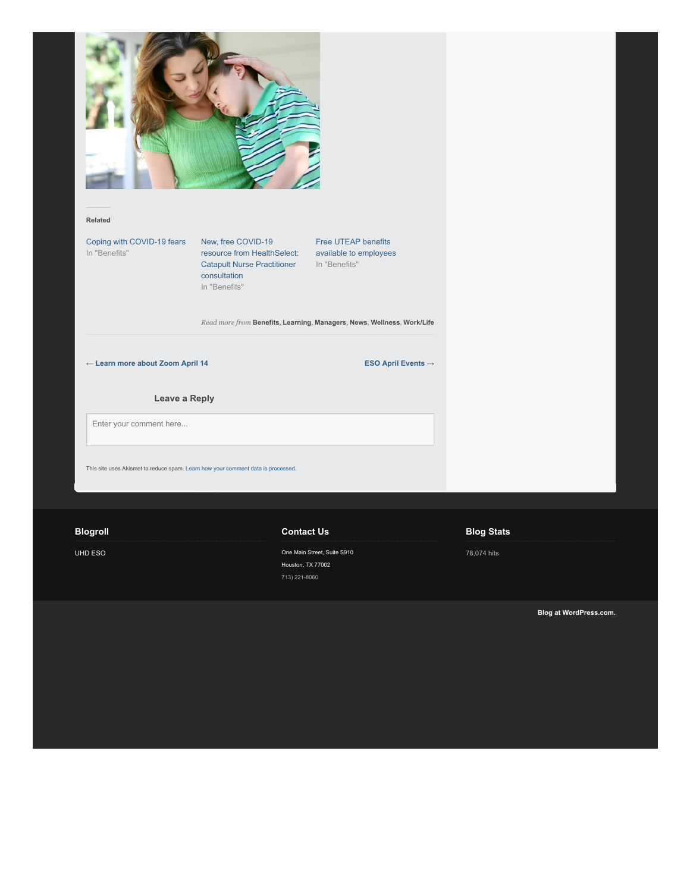Related

Coping with COVID-19 fears
In "Benefits"

New, free COVID-19 resource from HealthSelect: Catapult Nurse Practitioner consultation
In "Benefits"

Free UTEAP benefits available to employees
In "Benefits"

*Read more from* **Benefits**, **Learning**, **Managers**, **News**, **Wellness**, **Work/Life**

← **Learn more about Zoom April 14**

**ESO April Events** →

### Leave a Reply

Enter your comment here...

This site uses Akismet to reduce spam. Learn how your comment data is processed.

### Blogroll

UHD ESO

### Contact Us

One Main Street, Suite S910

Houston, TX 77002

713) 221-8060

### Blog Stats

78,074 hits

**Blog at WordPress.com.**